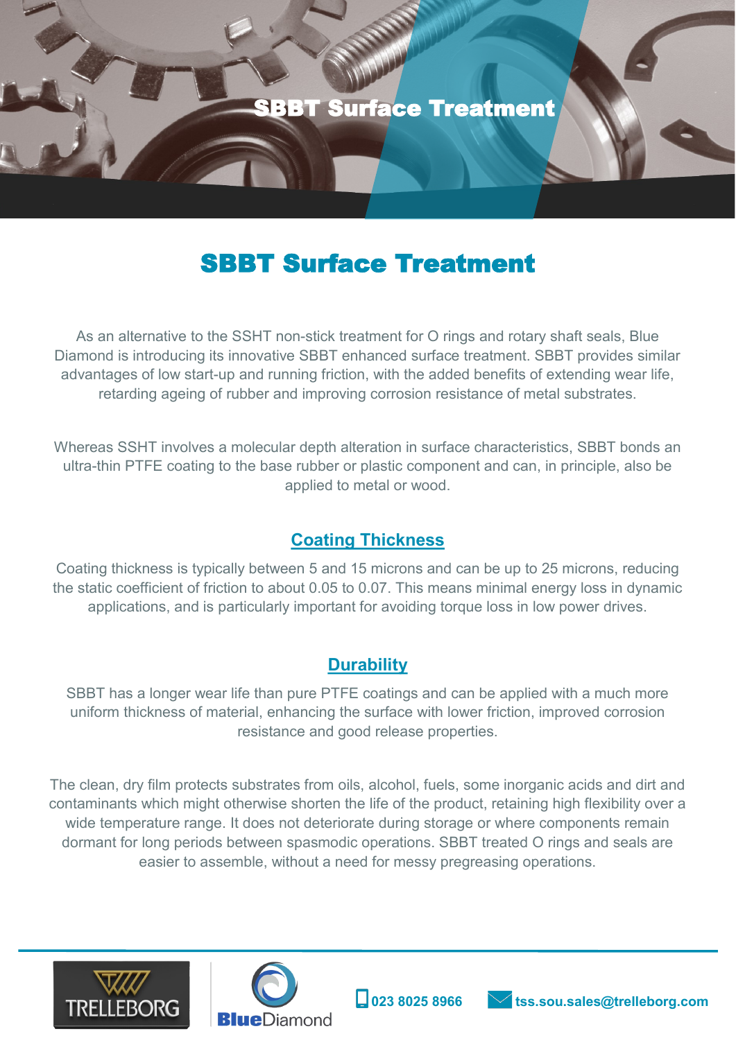# SBBT Surface Treatment

As an alternative to the SSHT non-stick treatment for O rings and rotary shaft seals, Blue Diamond is introducing its innovative SBBT enhanced surface treatment. SBBT provides similar advantages of low start-up and running friction, with the added benefits of extending wear life, retarding ageing of rubber and improving corrosion resistance of metal substrates.

Whereas SSHT involves a molecular depth alteration in surface characteristics, SBBT bonds an ultra-thin PTFE coating to the base rubber or plastic component and can, in principle, also be applied to metal or wood.

## Coating Thickness

Coating thickness is typically between 5 and 15 microns and can be up to 25 microns, reducing the static coefficient of friction to about 0.05 to 0.07. This means minimal energy loss in dynamic applications, and is particularly important for avoiding torque loss in low power drives.

## Durability

SBBT has a longer wear life than pure PTFE coatings and can be applied with a much more uniform thickness of material, enhancing the surface with lower friction, improved corrosion resistance and good release properties.

The clean, dry film protects substrates from oils, alcohol, fuels, some inorganic acids and dirt and contaminants which might otherwise shorten the life of the product, retaining high flexibility over a wide temperature range. It does not deteriorate during storage or where components remain dormant for long periods between spasmodic operations. SBBT treated O rings and seals are easier to assemble, without a need for messy pregreasing operations.

TRELLEBORG | BlueDiamond | 023 8025 8966 | tss.sou.sales@trelleborg.com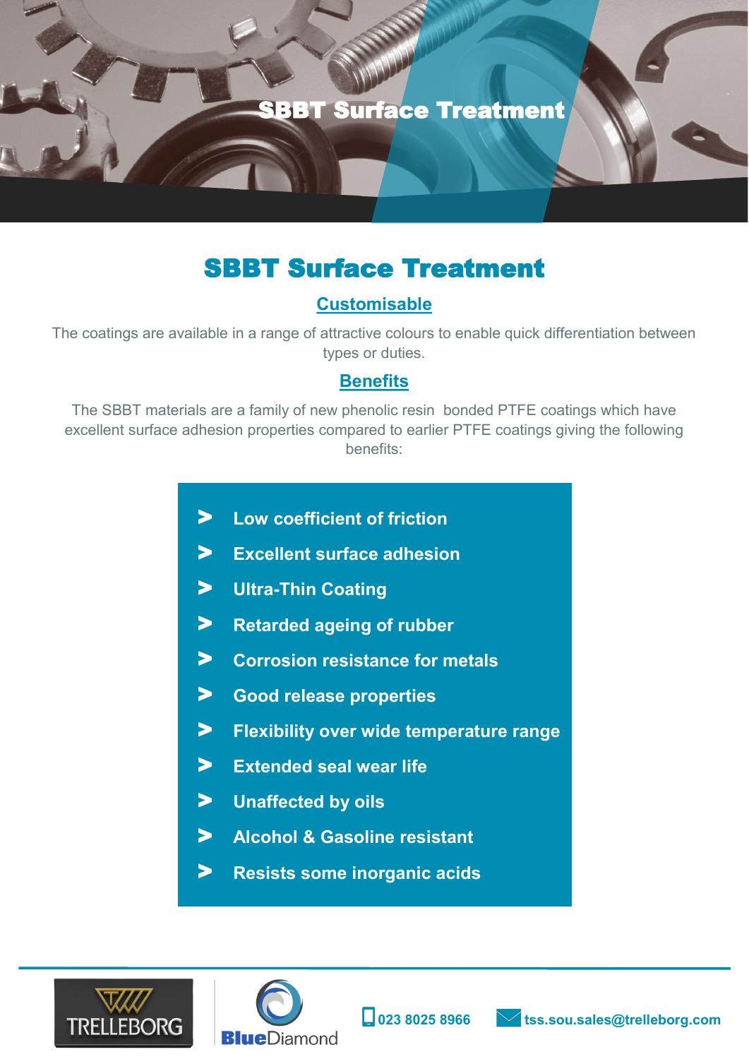# SBBT Surface Treatment

## SBBT Surface Treatment

### Customisable

The coatings are available in a range of attractive colours to enable quick differentiation between types or duties.

### Benefits

The SBBT materials are a family of new phenolic resin bonded PTFE coatings which have excellent surface adhesion properties compared to earlier PTFE coatings giving the following benefits:

- **Low coefficient of friction**
- **Excellent surface adhesion**
- **Ultra-Thin Coating**
- **Retarded ageing of rubber**
- **Corrosion resistance for metals**
- **Good release properties**
- **Flexibility over wide temperature range**
- **Extended seal wear life**
- **Unaffected by oils**
- **Alcohol & Gasoline resistant**
- **Resists some inorganic acids**

TRELLEBORG

BlueDiamond

023 8025 8966

tss.sou.sales@trelleborg.com